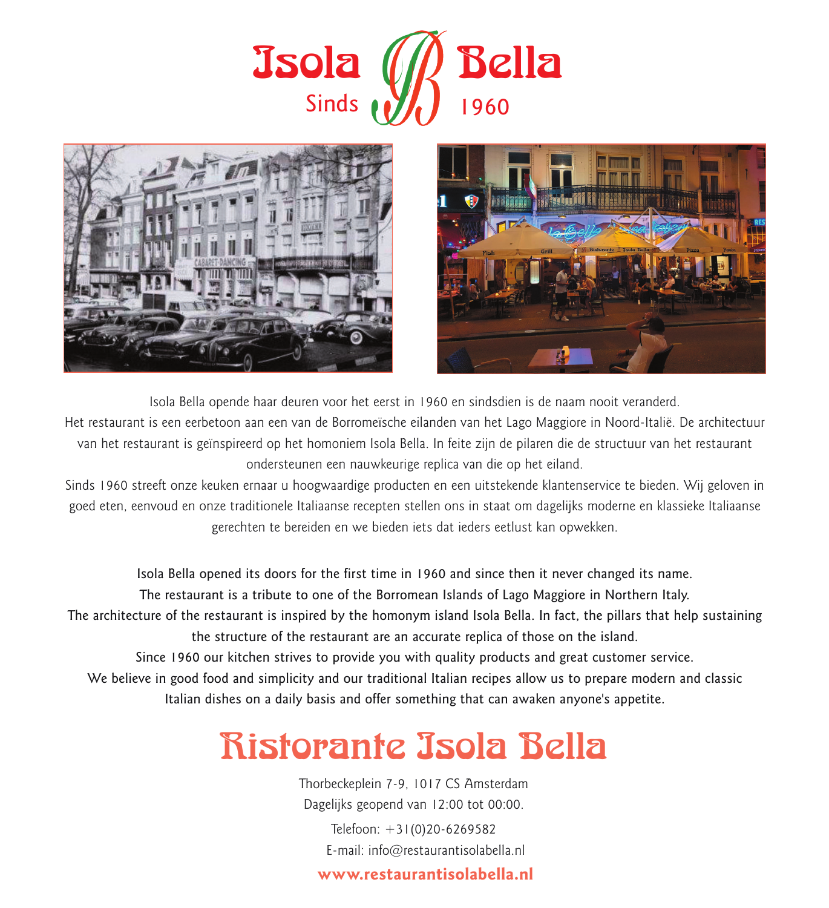# Isola Bella

Sinds 1960

Isola Bella opende haar deuren voor het eerst in 1960 en sindsdien is de naam nooit veranderd. Het restaurant is een eerbetoon aan een van de Borromeïsche eilanden van het Lago Maggiore in Noord-Italië. De architectuur van het restaurant is geïnspireerd op het homoniem Isola Bella. In feite zijn de pilaren die de structuur van het restaurant ondersteunen een nauwkeurige replica van die op het eiland.
Sinds 1960 streeft onze keuken ernaar u hoogwaardige producten en een uitstekende klantenservice te bieden. Wij geloven in goed eten, eenvoud en onze traditionele Italiaanse recepten stellen ons in staat om dagelijks moderne en klassieke Italiaanse gerechten te bereiden en we bieden iets dat ieders eetlust kan opwekken.

Isola Bella opened its doors for the first time in 1960 and since then it never changed its name.
The restaurant is a tribute to one of the Borromean Islands of Lago Maggiore in Northern Italy.
The architecture of the restaurant is inspired by the homonym island Isola Bella. In fact, the pillars that help sustaining the structure of the restaurant are an accurate replica of those on the island.
Since 1960 our kitchen strives to provide you with quality products and great customer service.
We believe in good food and simplicity and our traditional Italian recipes allow us to prepare modern and classic Italian dishes on a daily basis and offer something that can awaken anyone's appetite.

## Ristorante Isola Bella

Thorbeckeplein 7-9, 1017 CS Amsterdam
Dagelijks geopend van 12:00 tot 00:00.

Telefoon: +31(0)20-6269582
E-mail: info@restaurantisolabella.nl

**www.restaurantisolabella.nl**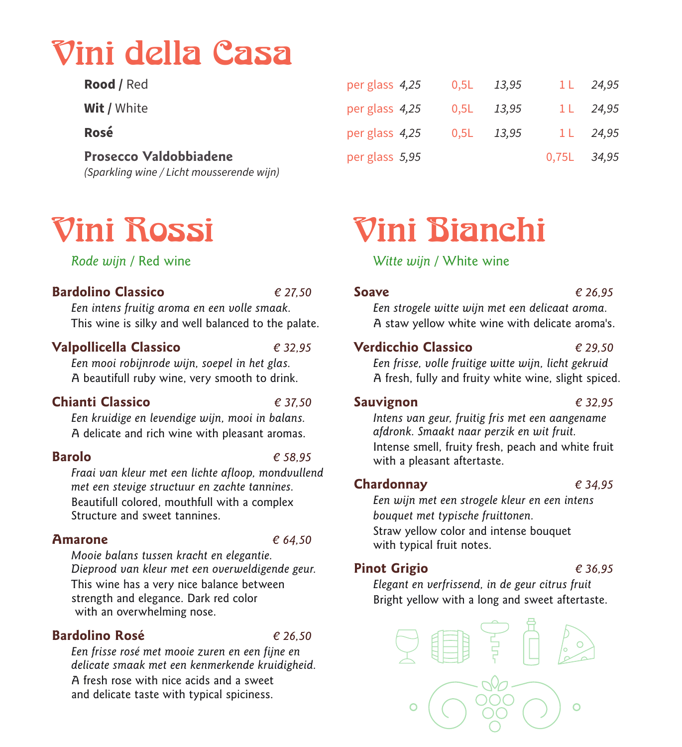# Vini della Casa

| | | | | | | |
|---|---|---|---|---|---|---|
| **Rood /** Red | per glass | *4,25* | 0,5L | *13,95* | 1 L | *24,95* |
| **Wit /** White | per glass | *4,25* | 0,5L | *13,95* | 1 L | *24,95* |
| **Rosé** | per glass | *4,25* | 0,5L | *13,95* | 1 L | *24,95* |
| **Prosecco Valdobbiadene** *(Sparkling wine / Licht mousserende wijn)* | per glass | *5,95* | | | 0,75L | *34,95* |

# Vini Rossi

*Rode wijn* / Red wine

**Bardolino Classico** *€ 27,50*
*Een intens fruitig aroma en een volle smaak.*
This wine is silky and well balanced to the palate.

**Valpollicella Classico** *€ 32,95*
*Een mooi robijnrode wijn, soepel in het glas.*
A beautifull ruby wine, very smooth to drink.

**Chianti Classico** *€ 37,50*
*Een kruidige en levendige wijn, mooi in balans.*
A delicate and rich wine with pleasant aromas.

**Barolo** *€ 58,95*
*Fraai van kleur met een lichte afloop, mondvullend met een stevige structuur en zachte tannines.*
Beautifull colored, mouthfull with a complex Structure and sweet tannines.

**Amarone** *€ 64,50*
*Mooie balans tussen kracht en elegantie. Dieprood van kleur met een overweldigende geur.*
This wine has a very nice balance between strength and elegance. Dark red color with an overwhelming nose.

**Bardolino Rosé** *€ 26,50*
*Een frisse rosé met mooie zuren en een fijne en delicate smaak met een kenmerkende kruidigheid.*
A fresh rose with nice acids and a sweet and delicate taste with typical spiciness.

# Vini Bianchi

*Witte wijn* / White wine

**Soave** *€ 26,95*
*Een strogele witte wijn met een delicaat aroma.*
A staw yellow white wine with delicate aroma's.

**Verdicchio Classico** *€ 29,50*
*Een frisse, volle fruitige witte wijn, licht gekruid*
A fresh, fully and fruity white wine, slight spiced.

**Sauvignon** *€ 32,95*
*Intens van geur, fruitig fris met een aangename afdronk. Smaakt naar perzik en wit fruit.*
Intense smell, fruity fresh, peach and white fruit with a pleasant aftertaste.

**Chardonnay** *€ 34,95*
*Een wijn met een strogele kleur en een intens bouquet met typische fruittonen.*
Straw yellow color and intense bouquet with typical fruit notes.

**Pinot Grigio** *€ 36,95*
*Elegant en verfrissend, in de geur citrus fruit*
Bright yellow with a long and sweet aftertaste.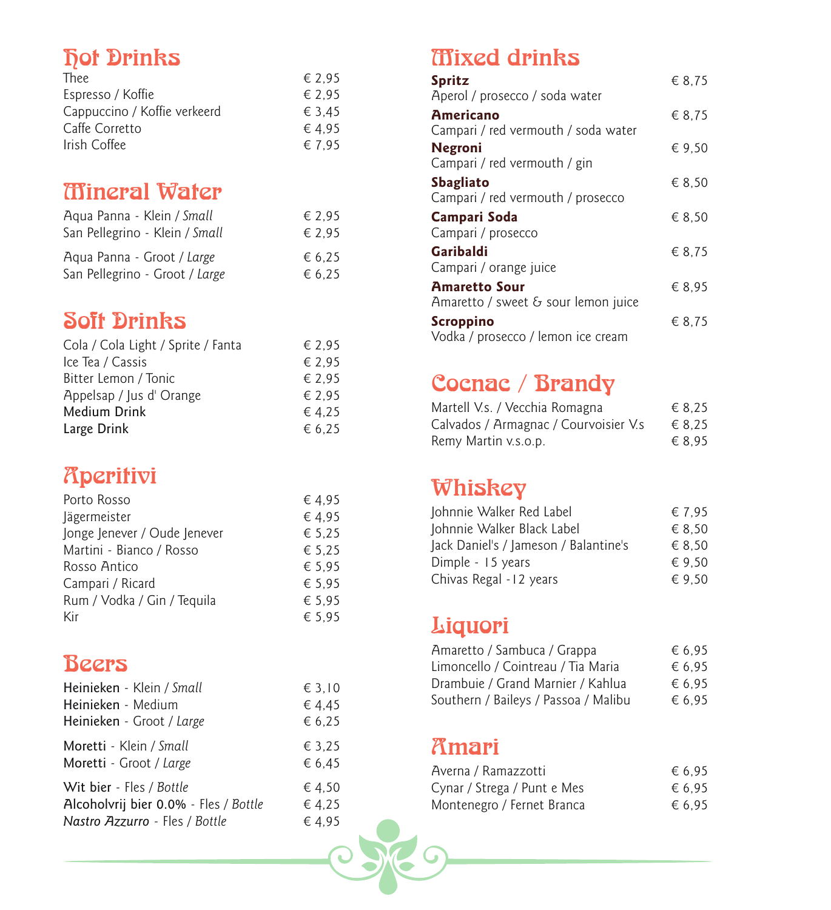## Hot Drinks

| | |
|---|---|
| Thee | € 2,95 |
| Espresso / Koffie | € 2,95 |
| Cappuccino / Koffie verkeerd | € 3,45 |
| Caffe Corretto | € 4,95 |
| Irish Coffee | € 7,95 |

## Mineral Water

| | |
|---|---|
| Aqua Panna - Klein / *Small* | € 2,95 |
| San Pellegrino - Klein / *Small* | € 2,95 |
| Aqua Panna - Groot / *Large* | € 6,25 |
| San Pellegrino - Groot / *Large* | € 6,25 |

## Soft Drinks

| | |
|---|---|
| Cola / Cola Light / Sprite / Fanta | € 2,95 |
| Ice Tea / Cassis | € 2,95 |
| Bitter Lemon / Tonic | € 2,95 |
| Appelsap / Jus d' Orange | € 2,95 |
| Medium Drink | € 4,25 |
| Large Drink | € 6,25 |

## Aperitivi

| | |
|---|---|
| Porto Rosso | € 4,95 |
| Jägermeister | € 4,95 |
| Jonge Jenever / Oude Jenever | € 5,25 |
| Martini - Bianco / Rosso | € 5,25 |
| Rosso Antico | € 5,95 |
| Campari / Ricard | € 5,95 |
| Rum / Vodka / Gin / Tequila | € 5,95 |
| Kir | € 5,95 |

## Beers

| | |
|---|---|
| **Heinieken** - Klein / *Small* | € 3,10 |
| **Heinieken** - Medium | € 4,45 |
| **Heinieken** - Groot / *Large* | € 6,25 |
| **Moretti** - Klein / *Small* | € 3,25 |
| **Moretti** - Groot / *Large* | € 6,45 |
| **Wit bier** - Fles / *Bottle* | € 4,50 |
| **Alcoholvrij bier 0.0%** - Fles / *Bottle* | € 4,25 |
| ***Nastro Azzurro*** - Fles / *Bottle* | € 4,95 |

## Mixed drinks

| | |
|---|---|
| **Spritz**<br>Aperol / prosecco / soda water | € 8,75 |
| **Americano**<br>Campari / red vermouth / soda water | € 8,75 |
| **Negroni**<br>Campari / red vermouth / gin | € 9,50 |
| **Sbagliato**<br>Campari / red vermouth / prosecco | € 8,50 |
| **Campari Soda**<br>Campari / prosecco | € 8,50 |
| **Garibaldi**<br>Campari / orange juice | € 8,75 |
| **Amaretto Sour**<br>Amaretto / sweet & sour lemon juice | € 8,95 |
| **Scroppino**<br>Vodka / prosecco / lemon ice cream | € 8,75 |

## Cocnac / Brandy

| | |
|---|---|
| Martell V.s. / Vecchia Romagna | € 8,25 |
| Calvados / Armagnac / Courvoisier V.s | € 8,25 |
| Remy Martin v.s.o.p. | € 8,95 |

## Whiskey

| | |
|---|---|
| Johnnie Walker Red Label | € 7,95 |
| Johnnie Walker Black Label | € 8,50 |
| Jack Daniel's / Jameson / Balantine's | € 8,50 |
| Dimple - 15 years | € 9,50 |
| Chivas Regal -12 years | € 9,50 |

## Liquori

| | |
|---|---|
| Amaretto / Sambuca / Grappa | € 6,95 |
| Limoncello / Cointreau / Tia Maria | € 6,95 |
| Drambuie / Grand Marnier / Kahlua | € 6,95 |
| Southern / Baileys / Passoa / Malibu | € 6,95 |

## Amari

| | |
|---|---|
| Averna / Ramazzotti | € 6,95 |
| Cynar / Strega / Punt e Mes | € 6,95 |
| Montenegro / Fernet Branca | € 6,95 |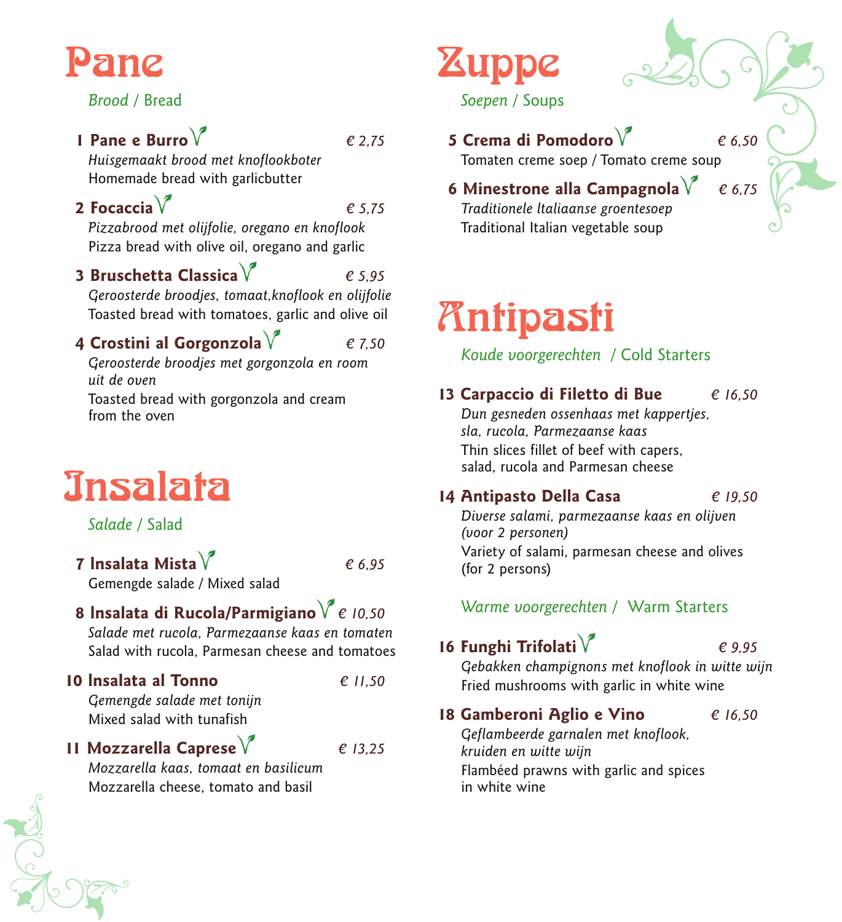# Pane

*Brood* / Bread

**1 Pane e Burro** V — *€ 2,75*
*Huisgemaakt brood met knoflookboter*
Homemade bread with garlicbutter

**2 Focaccia** V — *€ 5,75*
*Pizzabrood met olijfolie, oregano en knoflook*
Pizza bread with olive oil, oregano and garlic

**3 Bruschetta Classica** V — *€ 5,95*
*Geroosterde broodjes, tomaat,knoflook en olijfolie*
Toasted bread with tomatoes, garlic and olive oil

**4 Crostini al Gorgonzola** V — *€ 7,50*
*Geroosterde broodjes met gorgonzola en room uit de oven*
Toasted bread with gorgonzola and cream from the oven

# Insalata

*Salade* / Salad

**7 Insalata Mista** V — *€ 6,95*
Gemengde salade / Mixed salad

**8 Insalata di Rucola/Parmigiano** V — *€ 10,50*
*Salade met rucola, Parmezaanse kaas en tomaten*
Salad with rucola, Parmesan cheese and tomatoes

**10 Insalata al Tonno** — *€ 11,50*
*Gemengde salade met tonijn*
Mixed salad with tunafish

**11 Mozzarella Caprese** V — *€ 13,25*
*Mozzarella kaas, tomaat en basilicum*
Mozzarella cheese, tomato and basil

# Zuppe

*Soepen* / Soups

**5 Crema di Pomodoro** V — *€ 6,50*
Tomaten creme soep / Tomato creme soup

**6 Minestrone alla Campagnola** V — *€ 6,75*
*Traditionele Italiaanse groentesoep*
Traditional Italian vegetable soup

# Antipasti

*Koude voorgerechten* / Cold Starters

**13 Carpaccio di Filetto di Bue** — *€ 16,50*
*Dun gesneden ossenhaas met kappertjes, sla, rucola, Parmezaanse kaas*
Thin slices fillet of beef with capers, salad, rucola and Parmesan cheese

**14 Antipasto Della Casa** — *€ 19,50*
*Diverse salami, parmezaanse kaas en olijven (voor 2 personen)*
Variety of salami, parmesan cheese and olives (for 2 persons)

*Warme voorgerechten* / Warm Starters

**16 Funghi Trifolati** V — *€ 9,95*
*Gebakken champignons met knoflook in witte wijn*
Fried mushrooms with garlic in white wine

**18 Gamberoni Aglio e Vino** — *€ 16,50*
*Geflambeerde garnalen met knoflook, kruiden en witte wijn*
Flambéed prawns with garlic and spices in white wine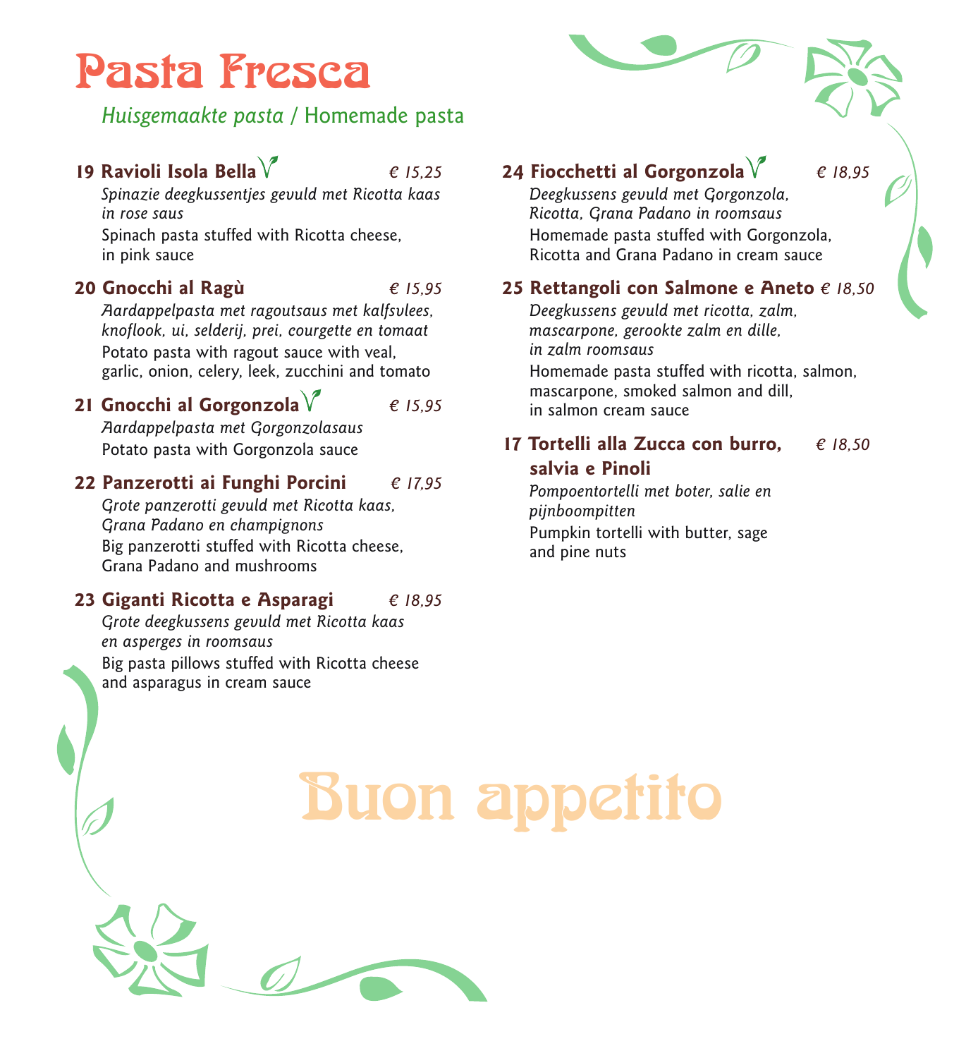# Pasta Fresca

*Huisgemaakte pasta* / Homemade pasta

**19 Ravioli Isola Bella** *€ 15,25*
*Spinazie deegkussentjes gevuld met Ricotta kaas in rose saus*
Spinach pasta stuffed with Ricotta cheese, in pink sauce

**20 Gnocchi al Ragù** *€ 15,95*
*Aardappelpasta met ragoutsaus met kalfsvlees, knoflook, ui, selderij, prei, courgette en tomaat*
Potato pasta with ragout sauce with veal, garlic, onion, celery, leek, zucchini and tomato

**21 Gnocchi al Gorgonzola** *€ 15,95*
*Aardappelpasta met Gorgonzolasaus*
Potato pasta with Gorgonzola sauce

**22 Panzerotti ai Funghi Porcini** *€ 17,95*
*Grote panzerotti gevuld met Ricotta kaas, Grana Padano en champignons*
Big panzerotti stuffed with Ricotta cheese, Grana Padano and mushrooms

**23 Giganti Ricotta e Asparagi** *€ 18,95*
*Grote deegkussens gevuld met Ricotta kaas en asperges in roomsaus*
Big pasta pillows stuffed with Ricotta cheese and asparagus in cream sauce

**24 Fiocchetti al Gorgonzola** *€ 18,95*
*Deegkussens gevuld met Gorgonzola, Ricotta, Grana Padano in roomsaus*
Homemade pasta stuffed with Gorgonzola, Ricotta and Grana Padano in cream sauce

**25 Rettangoli con Salmone e Aneto** *€ 18,50*
*Deegkussens gevuld met ricotta, zalm, mascarpone, gerookte zalm en dille, in zalm roomsaus*
Homemade pasta stuffed with ricotta, salmon, mascarpone, smoked salmon and dill, in salmon cream sauce

**17 Tortelli alla Zucca con burro, salvia e Pinoli** *€ 18,50*
*Pompoentortelli met boter, salie en pijnboompitten*
Pumpkin tortelli with butter, sage and pine nuts

# Buon appetito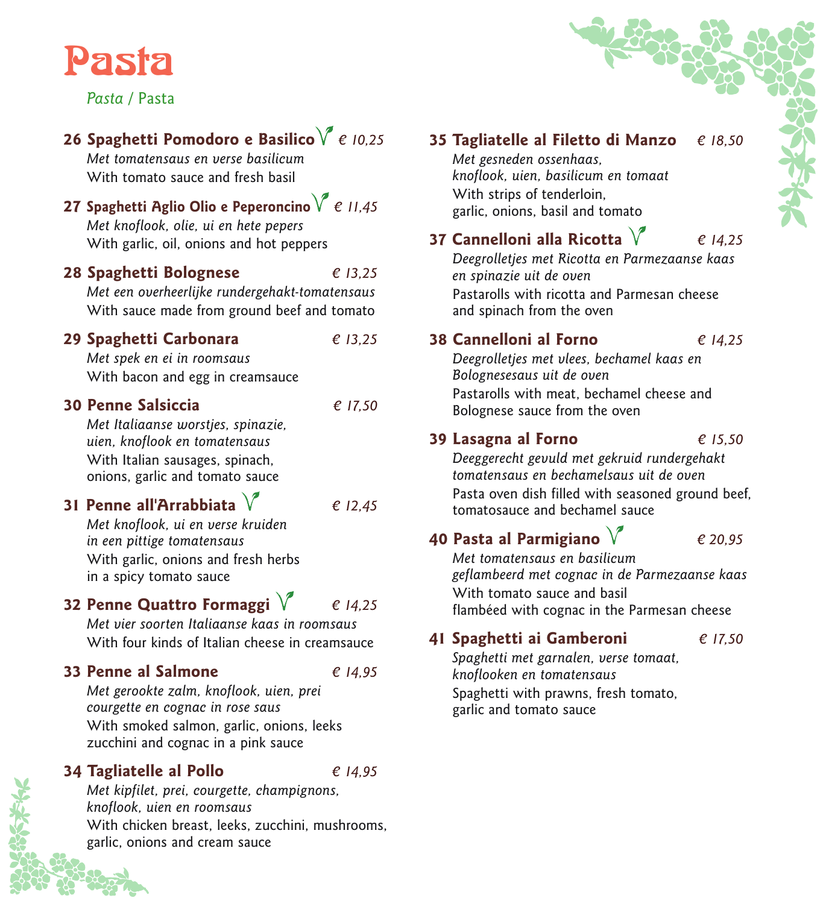# Pasta

*Pasta* / Pasta

**26 Spaghetti Pomodoro e Basilico** (V) *€ 10,25*
*Met tomatensaus en verse basilicum*
With tomato sauce and fresh basil

**27 Spaghetti Aglio Olio e Peperoncino** (V) *€ 11,45*
*Met knoflook, olie, ui en hete pepers*
With garlic, oil, onions and hot peppers

**28 Spaghetti Bolognese** *€ 13,25*
*Met een overheerlijke rundergehakt-tomatensaus*
With sauce made from ground beef and tomato

**29 Spaghetti Carbonara** *€ 13,25*
*Met spek en ei in roomsaus*
With bacon and egg in creamsauce

**30 Penne Salsiccia** *€ 17,50*
*Met Italiaanse worstjes, spinazie, uien, knoflook en tomatensaus*
With Italian sausages, spinach, onions, garlic and tomato sauce

**31 Penne all'Arrabbiata** (V) *€ 12,45*
*Met knoflook, ui en verse kruiden in een pittige tomatensaus*
With garlic, onions and fresh herbs in a spicy tomato sauce

**32 Penne Quattro Formaggi** (V) *€ 14,25*
*Met vier soorten Italiaanse kaas in roomsaus*
With four kinds of Italian cheese in creamsauce

**33 Penne al Salmone** *€ 14,95*
*Met gerookte zalm, knoflook, uien, prei courgette en cognac in rose saus*
With smoked salmon, garlic, onions, leeks zucchini and cognac in a pink sauce

**34 Tagliatelle al Pollo** *€ 14,95*
*Met kipfilet, prei, courgette, champignons, knoflook, uien en roomsaus*
With chicken breast, leeks, zucchini, mushrooms, garlic, onions and cream sauce

**35 Tagliatelle al Filetto di Manzo** *€ 18,50*
*Met gesneden ossenhaas, knoflook, uien, basilicum en tomaat*
With strips of tenderloin, garlic, onions, basil and tomato

**37 Cannelloni alla Ricotta** (V) *€ 14,25*
*Deegrolletjes met Ricotta en Parmezaanse kaas en spinazie uit de oven*
Pastarolls with ricotta and Parmesan cheese and spinach from the oven

**38 Cannelloni al Forno** *€ 14,25*
*Deegrolletjes met vlees, bechamel kaas en Bolognesesaus uit de oven*
Pastarolls with meat, bechamel cheese and Bolognese sauce from the oven

**39 Lasagna al Forno** *€ 15,50*
*Deeggerecht gevuld met gekruid rundergehakt tomatensaus en bechamelsaus uit de oven*
Pasta oven dish filled with seasoned ground beef, tomatosauce and bechamel sauce

**40 Pasta al Parmigiano** (V) *€ 20,95*
*Met tomatensaus en basilicum geflambeerd met cognac in de Parmezaanse kaas*
With tomato sauce and basil flambéed with cognac in the Parmesan cheese

**41 Spaghetti ai Gamberoni** *€ 17,50*
*Spaghetti met garnalen, verse tomaat, knoflooken en tomatensaus*
Spaghetti with prawns, fresh tomato, garlic and tomato sauce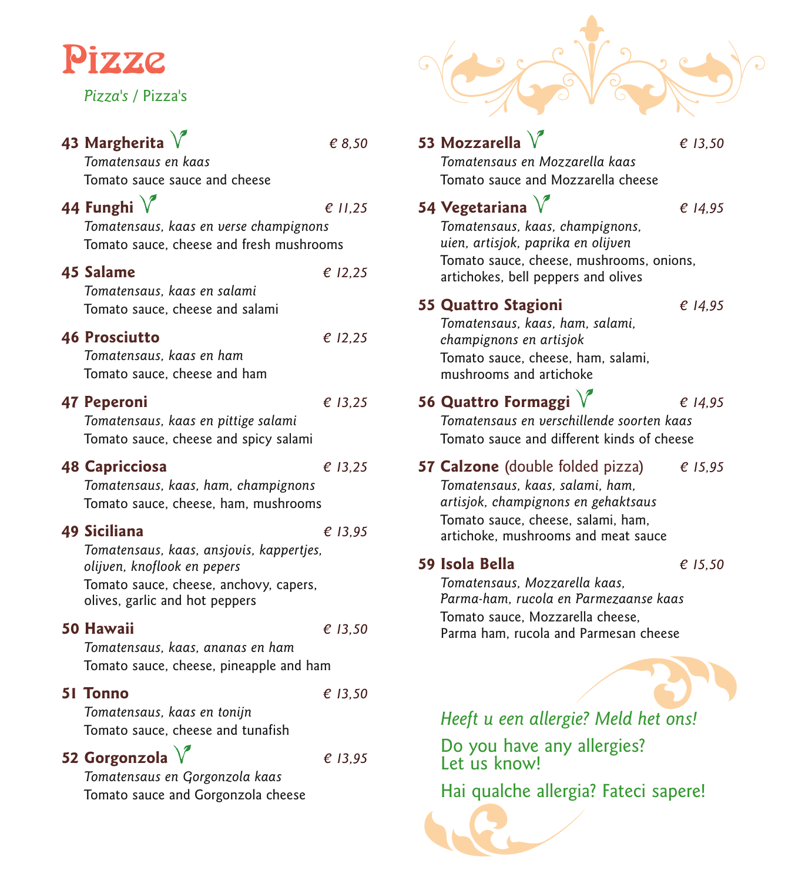# Pizze

*Pizza's / Pizza's*

**43 Margherita** 🌱 — *€ 8,50*
*Tomatensaus en kaas*
Tomato sauce sauce and cheese

**44 Funghi** 🌱 — *€ 11,25*
*Tomatensaus, kaas en verse champignons*
Tomato sauce, cheese and fresh mushrooms

**45 Salame** — *€ 12,25*
*Tomatensaus, kaas en salami*
Tomato sauce, cheese and salami

**46 Prosciutto** — *€ 12,25*
*Tomatensaus, kaas en ham*
Tomato sauce, cheese and ham

**47 Peperoni** — *€ 13,25*
*Tomatensaus, kaas en pittige salami*
Tomato sauce, cheese and spicy salami

**48 Capricciosa** — *€ 13,25*
*Tomatensaus, kaas, ham, champignons*
Tomato sauce, cheese, ham, mushrooms

**49 Siciliana** — *€ 13,95*
*Tomatensaus, kaas, ansjovis, kappertjes, olijven, knoflook en pepers*
Tomato sauce, cheese, anchovy, capers, olives, garlic and hot peppers

**50 Hawaii** — *€ 13,50*
*Tomatensaus, kaas, ananas en ham*
Tomato sauce, cheese, pineapple and ham

**51 Tonno** — *€ 13,50*
*Tomatensaus, kaas en tonijn*
Tomato sauce, cheese and tunafish

**52 Gorgonzola** 🌱 — *€ 13,95*
*Tomatensaus en Gorgonzola kaas*
Tomato sauce and Gorgonzola cheese

**53 Mozzarella** 🌱 — *€ 13,50*
*Tomatensaus en Mozzarella kaas*
Tomato sauce and Mozzarella cheese

**54 Vegetariana** 🌱 — *€ 14,95*
*Tomatensaus, kaas, champignons, uien, artisjok, paprika en olijven*
Tomato sauce, cheese, mushrooms, onions, artichokes, bell peppers and olives

**55 Quattro Stagioni** — *€ 14,95*
*Tomatensaus, kaas, ham, salami, champignons en artisjok*
Tomato sauce, cheese, ham, salami, mushrooms and artichoke

**56 Quattro Formaggi** 🌱 — *€ 14,95*
*Tomatensaus en verschillende soorten kaas*
Tomato sauce and different kinds of cheese

**57 Calzone** (double folded pizza) — *€ 15,95*
*Tomatensaus, kaas, salami, ham, artisjok, champignons en gehaktsaus*
Tomato sauce, cheese, salami, ham, artichoke, mushrooms and meat sauce

**59 Isola Bella** — *€ 15,50*
*Tomatensaus, Mozzarella kaas, Parma-ham, rucola en Parmezaanse kaas*
Tomato sauce, Mozzarella cheese, Parma ham, rucola and Parmesan cheese

*Heeft u een allergie? Meld het ons!*

Do you have any allergies? Let us know!

Hai qualche allergia? Fateci sapere!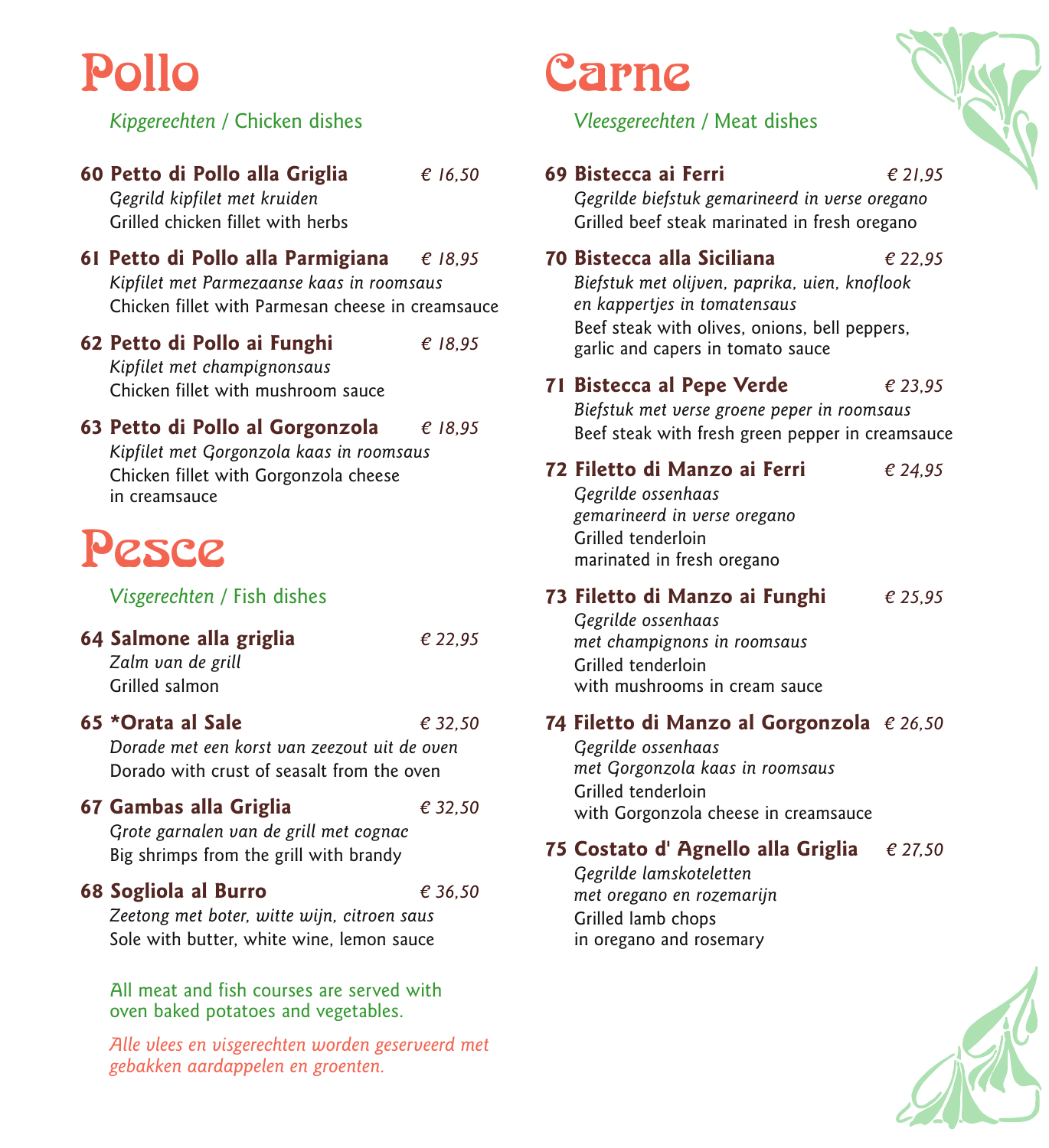# Pollo

*Kipgerechten* / Chicken dishes

**60 Petto di Pollo alla Griglia** *€ 16,50*
*Gegrild kipfilet met kruiden*
Grilled chicken fillet with herbs

**61 Petto di Pollo alla Parmigiana** *€ 18,95*
*Kipfilet met Parmezaanse kaas in roomsaus*
Chicken fillet with Parmesan cheese in creamsauce

**62 Petto di Pollo ai Funghi** *€ 18,95*
*Kipfilet met champignonsaus*
Chicken fillet with mushroom sauce

**63 Petto di Pollo al Gorgonzola** *€ 18,95*
*Kipfilet met Gorgonzola kaas in roomsaus*
Chicken fillet with Gorgonzola cheese in creamsauce

# Pesce

*Visgerechten* / Fish dishes

**64 Salmone alla griglia** *€ 22,95*
*Zalm van de grill*
Grilled salmon

**65 *Orata al Sale** *€ 32,50*
*Dorade met een korst van zeezout uit de oven*
Dorado with crust of seasalt from the oven

**67 Gambas alla Griglia** *€ 32,50*
*Grote garnalen van de grill met cognac*
Big shrimps from the grill with brandy

**68 Sogliola al Burro** *€ 36,50*
*Zeetong met boter, witte wijn, citroen saus*
Sole with butter, white wine, lemon sauce

All meat and fish courses are served with oven baked potatoes and vegetables.

*Alle vlees en visgerechten worden geserveerd met gebakken aardappelen en groenten.*

# Carne

*Vleesgerechten* / Meat dishes

**69 Bistecca ai Ferri** *€ 21,95*
*Gegrilde biefstuk gemarineerd in verse oregano*
Grilled beef steak marinated in fresh oregano

**70 Bistecca alla Siciliana** *€ 22,95*
*Biefstuk met olijven, paprika, uien, knoflook en kappertjes in tomatensaus*
Beef steak with olives, onions, bell peppers, garlic and capers in tomato sauce

**71 Bistecca al Pepe Verde** *€ 23,95*
*Biefstuk met verse groene peper in roomsaus*
Beef steak with fresh green pepper in creamsauce

**72 Filetto di Manzo ai Ferri** *€ 24,95*
*Gegrilde ossenhaas gemarineerd in verse oregano*
Grilled tenderloin marinated in fresh oregano

**73 Filetto di Manzo ai Funghi** *€ 25,95*
*Gegrilde ossenhaas met champignons in roomsaus*
Grilled tenderloin with mushrooms in cream sauce

**74 Filetto di Manzo al Gorgonzola** *€ 26,50*
*Gegrilde ossenhaas met Gorgonzola kaas in roomsaus*
Grilled tenderloin with Gorgonzola cheese in creamsauce

**75 Costato d' Agnello alla Griglia** *€ 27,50*
*Gegrilde lamskoteletten met oregano en rozemarijn*
Grilled lamb chops in oregano and rosemary